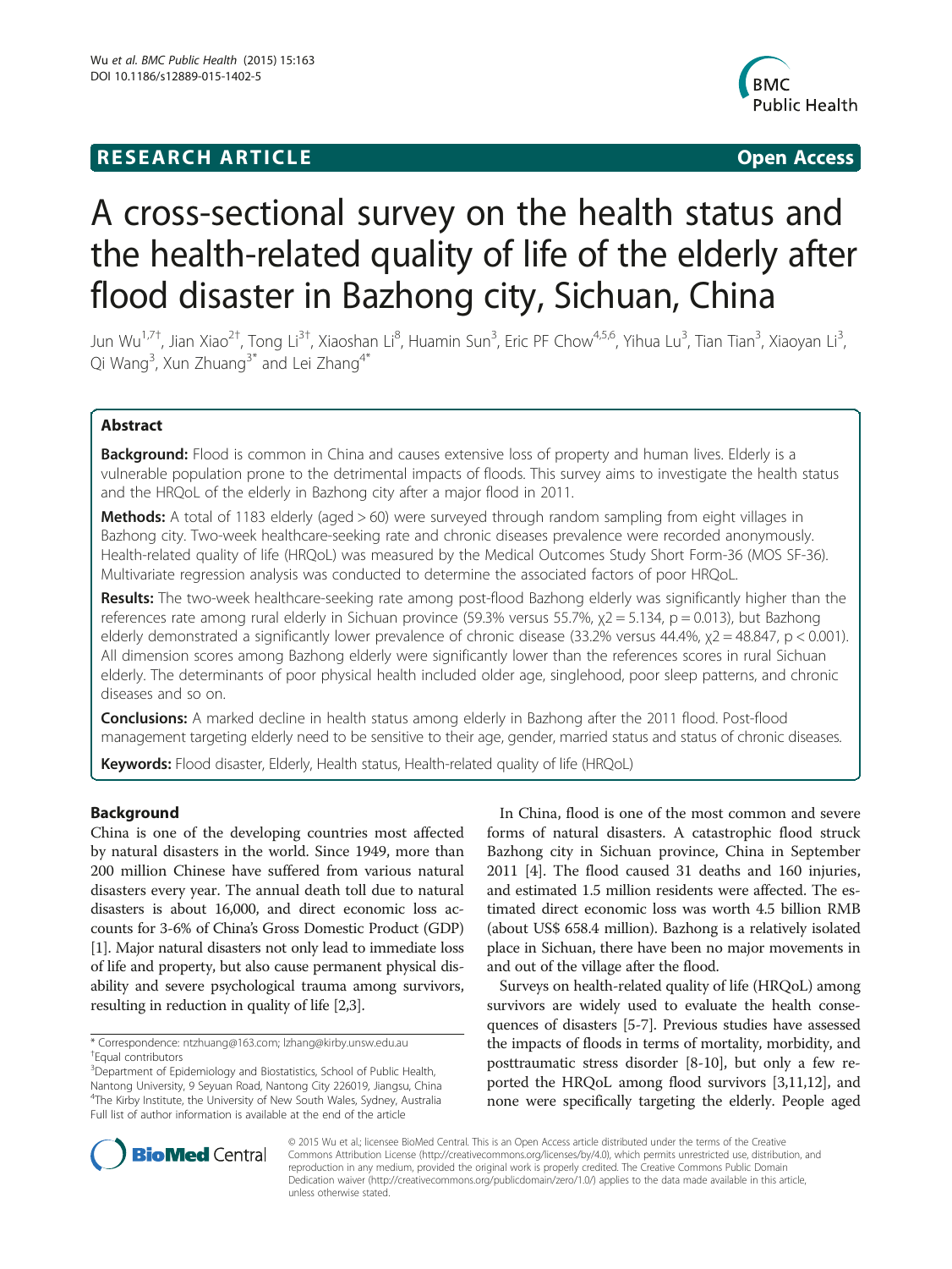**RESEARCH ARTICLE** **Open Access**

# A cross-sectional survey on the health status and the health-related quality of life of the elderly after flood disaster in Bazhong city, Sichuan, China

Jun Wu[1,7†], Jian Xiao[2†], Tong Li[3†], Xiaoshan Li[8], Huamin Sun[3], Eric PF Chow[4,5,6], Yihua Lu[3], Tian Tian[3], Xiaoyan Li[3], Qi Wang[3], Xun Zhuang[3*] and Lei Zhang[4*]

## Abstract

**Background:** Flood is common in China and causes extensive loss of property and human lives. Elderly is a vulnerable population prone to the detrimental impacts of floods. This survey aims to investigate the health status and the HRQoL of the elderly in Bazhong city after a major flood in 2011.

**Methods:** A total of 1183 elderly (aged > 60) were surveyed through random sampling from eight villages in Bazhong city. Two-week healthcare-seeking rate and chronic diseases prevalence were recorded anonymously. Health-related quality of life (HRQoL) was measured by the Medical Outcomes Study Short Form-36 (MOS SF-36). Multivariate regression analysis was conducted to determine the associated factors of poor HRQoL.

**Results:** The two-week healthcare-seeking rate among post-flood Bazhong elderly was significantly higher than the references rate among rural elderly in Sichuan province (59.3% versus 55.7%, $\chi 2 = 5.134$, $p = 0.013$), but Bazhong elderly demonstrated a significantly lower prevalence of chronic disease (33.2% versus 44.4%, $\chi 2 = 48.847$, $p < 0.001$). All dimension scores among Bazhong elderly were significantly lower than the references scores in rural Sichuan elderly. The determinants of poor physical health included older age, singlehood, poor sleep patterns, and chronic diseases and so on.

**Conclusions:** A marked decline in health status among elderly in Bazhong after the 2011 flood. Post-flood management targeting elderly need to be sensitive to their age, gender, married status and status of chronic diseases.

**Keywords:** Flood disaster, Elderly, Health status, Health-related quality of life (HRQoL)

## Background

China is one of the developing countries most affected by natural disasters in the world. Since 1949, more than 200 million Chinese have suffered from various natural disasters every year. The annual death toll due to natural disasters is about 16,000, and direct economic loss accounts for 3-6% of China's Gross Domestic Product (GDP) [1]. Major natural disasters not only lead to immediate loss of life and property, but also cause permanent physical disability and severe psychological trauma among survivors, resulting in reduction in quality of life [2,3].

In China, flood is one of the most common and severe forms of natural disasters. A catastrophic flood struck Bazhong city in Sichuan province, China in September 2011 [4]. The flood caused 31 deaths and 160 injuries, and estimated 1.5 million residents were affected. The estimated direct economic loss was worth 4.5 billion RMB (about US$ 658.4 million). Bazhong is a relatively isolated place in Sichuan, there have been no major movements in and out of the village after the flood.

Surveys on health-related quality of life (HRQoL) among survivors are widely used to evaluate the health consequences of disasters [5-7]. Previous studies have assessed the impacts of floods in terms of mortality, morbidity, and posttraumatic stress disorder [8-10], but only a few reported the HRQoL among flood survivors [3,11,12], and none were specifically targeting the elderly. People aged

\* Correspondence: ntzhuang@163.com; lzhang@kirby.unsw.edu.au
†Equal contributors
[3]Department of Epidemiology and Biostatistics, School of Public Health, Nantong University, 9 Seyuan Road, Nantong City 226019, Jiangsu, China
[4]The Kirby Institute, the University of New South Wales, Sydney, Australia
Full list of author information is available at the end of the article

© 2015 Wu et al.; licensee BioMed Central. This is an Open Access article distributed under the terms of the Creative Commons Attribution License (http://creativecommons.org/licenses/by/4.0), which permits unrestricted use, distribution, and reproduction in any medium, provided the original work is properly credited. The Creative Commons Public Domain Dedication waiver (http://creativecommons.org/publicdomain/zero/1.0/) applies to the data made available in this article, unless otherwise stated.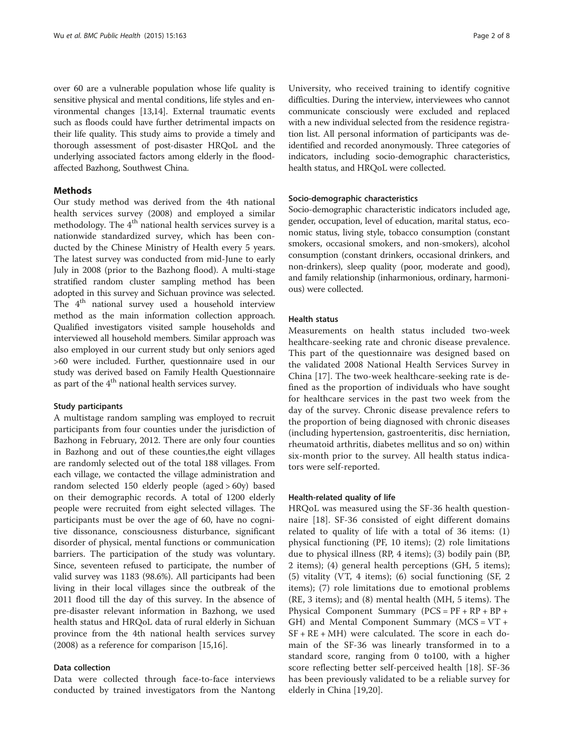over 60 are a vulnerable population whose life quality is sensitive physical and mental conditions, life styles and environmental changes [13,14]. External traumatic events such as floods could have further detrimental impacts on their life quality. This study aims to provide a timely and thorough assessment of post-disaster HRQoL and the underlying associated factors among elderly in the flood-affected Bazhong, Southwest China.

## Methods

Our study method was derived from the 4th national health services survey (2008) and employed a similar methodology. The 4th national health services survey is a nationwide standardized survey, which has been conducted by the Chinese Ministry of Health every 5 years. The latest survey was conducted from mid-June to early July in 2008 (prior to the Bazhong flood). A multi-stage stratified random cluster sampling method has been adopted in this survey and Sichuan province was selected. The 4th national survey used a household interview method as the main information collection approach. Qualified investigators visited sample households and interviewed all household members. Similar approach was also employed in our current study but only seniors aged >60 were included. Further, questionnaire used in our study was derived based on Family Health Questionnaire as part of the 4th national health services survey.

### Study participants

A multistage random sampling was employed to recruit participants from four counties under the jurisdiction of Bazhong in February, 2012. There are only four counties in Bazhong and out of these counties,the eight villages are randomly selected out of the total 188 villages. From each village, we contacted the village administration and random selected 150 elderly people (aged > 60y) based on their demographic records. A total of 1200 elderly people were recruited from eight selected villages. The participants must be over the age of 60, have no cognitive dissonance, consciousness disturbance, significant disorder of physical, mental functions or communication barriers. The participation of the study was voluntary. Since, seventeen refused to participate, the number of valid survey was 1183 (98.6%). All participants had been living in their local villages since the outbreak of the 2011 flood till the day of this survey. In the absence of pre-disaster relevant information in Bazhong, we used health status and HRQoL data of rural elderly in Sichuan province from the 4th national health services survey (2008) as a reference for comparison [15,16].

### Data collection

Data were collected through face-to-face interviews conducted by trained investigators from the Nantong University, who received training to identify cognitive difficulties. During the interview, interviewees who cannot communicate consciously were excluded and replaced with a new individual selected from the residence registration list. All personal information of participants was de-identified and recorded anonymously. Three categories of indicators, including socio-demographic characteristics, health status, and HRQoL were collected.

### Socio-demographic characteristics

Socio-demographic characteristic indicators included age, gender, occupation, level of education, marital status, economic status, living style, tobacco consumption (constant smokers, occasional smokers, and non-smokers), alcohol consumption (constant drinkers, occasional drinkers, and non-drinkers), sleep quality (poor, moderate and good), and family relationship (inharmonious, ordinary, harmonious) were collected.

### Health status

Measurements on health status included two-week healthcare-seeking rate and chronic disease prevalence. This part of the questionnaire was designed based on the validated 2008 National Health Services Survey in China [17]. The two-week healthcare-seeking rate is defined as the proportion of individuals who have sought for healthcare services in the past two week from the day of the survey. Chronic disease prevalence refers to the proportion of being diagnosed with chronic diseases (including hypertension, gastroenteritis, disc herniation, rheumatoid arthritis, diabetes mellitus and so on) within six-month prior to the survey. All health status indicators were self-reported.

### Health-related quality of life

HRQoL was measured using the SF-36 health questionnaire [18]. SF-36 consisted of eight different domains related to quality of life with a total of 36 items: (1) physical functioning (PF, 10 items); (2) role limitations due to physical illness (RP, 4 items); (3) bodily pain (BP, 2 items); (4) general health perceptions (GH, 5 items); (5) vitality (VT, 4 items); (6) social functioning (SF, 2 items); (7) role limitations due to emotional problems (RE, 3 items); and (8) mental health (MH, 5 items). The Physical Component Summary ($PCS = PF + RP + BP + GH$) and Mental Component Summary ($MCS = VT + SF + RE + MH$) were calculated. The score in each domain of the SF-36 was linearly transformed in to a standard score, ranging from 0 to100, with a higher score reflecting better self-perceived health [18]. SF-36 has been previously validated to be a reliable survey for elderly in China [19,20].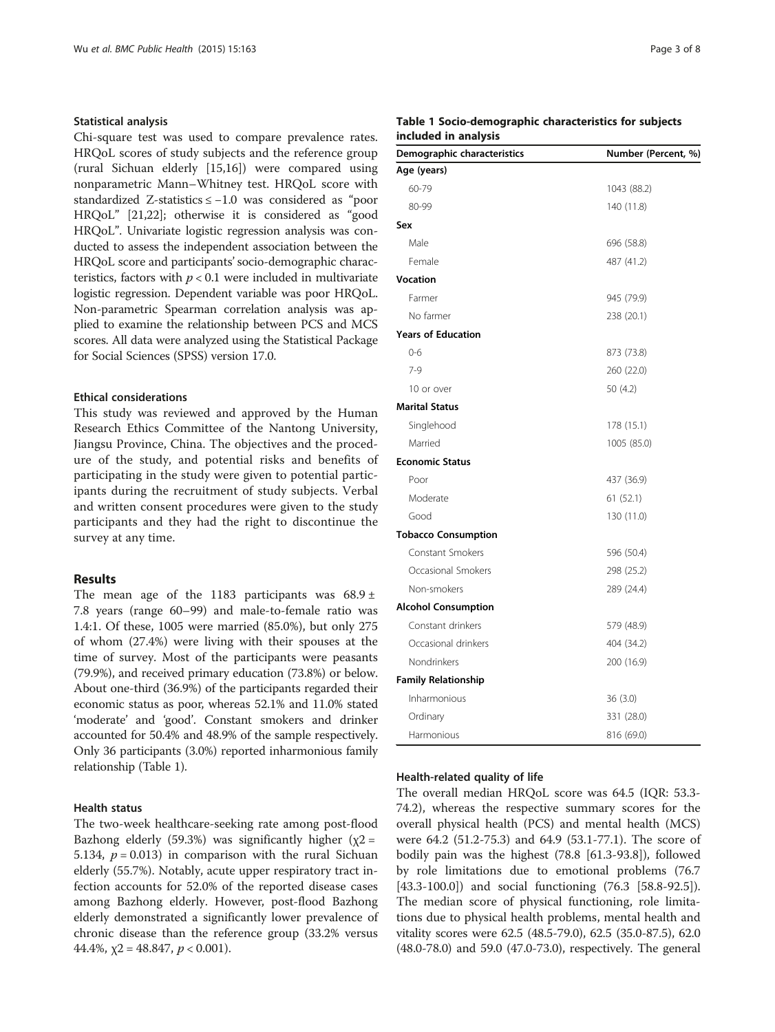### Statistical analysis

Chi-square test was used to compare prevalence rates. HRQoL scores of study subjects and the reference group (rural Sichuan elderly [15,16]) were compared using nonparametric Mann–Whitney test. HRQoL score with standardized Z-statistics ≤ −1.0 was considered as "poor HRQoL" [21,22]; otherwise it is considered as "good HRQoL". Univariate logistic regression analysis was conducted to assess the independent association between the HRQoL score and participants' socio-demographic characteristics, factors with $p < 0.1$ were included in multivariate logistic regression. Dependent variable was poor HRQoL. Non-parametric Spearman correlation analysis was applied to examine the relationship between PCS and MCS scores. All data were analyzed using the Statistical Package for Social Sciences (SPSS) version 17.0.

### Ethical considerations

This study was reviewed and approved by the Human Research Ethics Committee of the Nantong University, Jiangsu Province, China. The objectives and the procedure of the study, and potential risks and benefits of participating in the study were given to potential participants during the recruitment of study subjects. Verbal and written consent procedures were given to the study participants and they had the right to discontinue the survey at any time.

## Results

The mean age of the 1183 participants was 68.9 ± 7.8 years (range 60–99) and male-to-female ratio was 1.4:1. Of these, 1005 were married (85.0%), but only 275 of whom (27.4%) were living with their spouses at the time of survey. Most of the participants were peasants (79.9%), and received primary education (73.8%) or below. About one-third (36.9%) of the participants regarded their economic status as poor, whereas 52.1% and 11.0% stated 'moderate' and 'good'. Constant smokers and drinker accounted for 50.4% and 48.9% of the sample respectively. Only 36 participants (3.0%) reported inharmonious family relationship (Table 1).

**Table 1 Socio-demographic characteristics for subjects included in analysis**

| Demographic characteristics | Number (Percent, %) |
|---|---|
| **Age (years)** | |
| 60-79 | 1043 (88.2) |
| 80-99 | 140 (11.8) |
| **Sex** | |
| Male | 696 (58.8) |
| Female | 487 (41.2) |
| **Vocation** | |
| Farmer | 945 (79.9) |
| No farmer | 238 (20.1) |
| **Years of Education** | |
| 0-6 | 873 (73.8) |
| 7-9 | 260 (22.0) |
| 10 or over | 50 (4.2) |
| **Marital Status** | |
| Singlehood | 178 (15.1) |
| Married | 1005 (85.0) |
| **Economic Status** | |
| Poor | 437 (36.9) |
| Moderate | 61 (52.1) |
| Good | 130 (11.0) |
| **Tobacco Consumption** | |
| Constant Smokers | 596 (50.4) |
| Occasional Smokers | 298 (25.2) |
| Non-smokers | 289 (24.4) |
| **Alcohol Consumption** | |
| Constant drinkers | 579 (48.9) |
| Occasional drinkers | 404 (34.2) |
| Nondrinkers | 200 (16.9) |
| **Family Relationship** | |
| Inharmonious | 36 (3.0) |
| Ordinary | 331 (28.0) |
| Harmonious | 816 (69.0) |

### Health status

The two-week healthcare-seeking rate among post-flood Bazhong elderly (59.3%) was significantly higher ($\chi2 = 5.134$, $p = 0.013$) in comparison with the rural Sichuan elderly (55.7%). Notably, acute upper respiratory tract infection accounts for 52.0% of the reported disease cases among Bazhong elderly. However, post-flood Bazhong elderly demonstrated a significantly lower prevalence of chronic disease than the reference group (33.2% versus 44.4%, $\chi2 = 48.847$, $p < 0.001$).

### Health-related quality of life

The overall median HRQoL score was 64.5 (IQR: 53.3-74.2), whereas the respective summary scores for the overall physical health (PCS) and mental health (MCS) were 64.2 (51.2-75.3) and 64.9 (53.1-77.1). The score of bodily pain was the highest (78.8 [61.3-93.8]), followed by role limitations due to emotional problems (76.7 [43.3-100.0]) and social functioning (76.3 [58.8-92.5]). The median score of physical functioning, role limitations due to physical health problems, mental health and vitality scores were 62.5 (48.5-79.0), 62.5 (35.0-87.5), 62.0 (48.0-78.0) and 59.0 (47.0-73.0), respectively. The general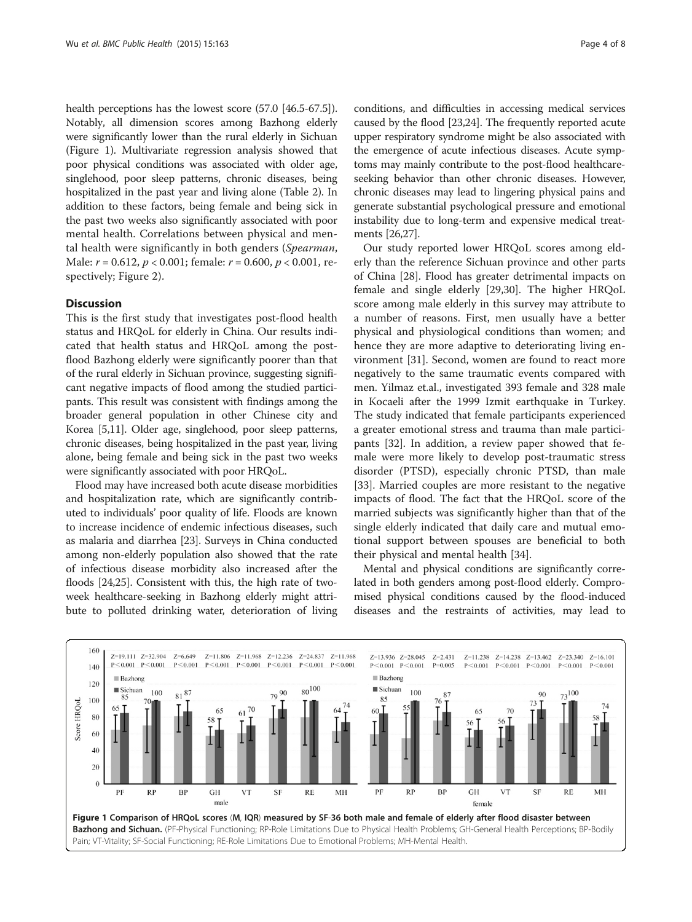health perceptions has the lowest score (57.0 [46.5-67.5]). Notably, all dimension scores among Bazhong elderly were significantly lower than the rural elderly in Sichuan (Figure 1). Multivariate regression analysis showed that poor physical conditions was associated with older age, singlehood, poor sleep patterns, chronic diseases, being hospitalized in the past year and living alone (Table 2). In addition to these factors, being female and being sick in the past two weeks also significantly associated with poor mental health. Correlations between physical and mental health were significantly in both genders (*Spearman*, Male: $r = 0.612$, $p < 0.001$; female: $r = 0.600$, $p < 0.001$, respectively; Figure 2).

## Discussion

This is the first study that investigates post-flood health status and HRQoL for elderly in China. Our results indicated that health status and HRQoL among the post-flood Bazhong elderly were significantly poorer than that of the rural elderly in Sichuan province, suggesting significant negative impacts of flood among the studied participants. This result was consistent with findings among the broader general population in other Chinese city and Korea [5,11]. Older age, singlehood, poor sleep patterns, chronic diseases, being hospitalized in the past year, living alone, being female and being sick in the past two weeks were significantly associated with poor HRQoL.

Flood may have increased both acute disease morbidities and hospitalization rate, which are significantly contributed to individuals' poor quality of life. Floods are known to increase incidence of endemic infectious diseases, such as malaria and diarrhea [23]. Surveys in China conducted among non-elderly population also showed that the rate of infectious disease morbidity also increased after the floods [24,25]. Consistent with this, the high rate of two-week healthcare-seeking in Bazhong elderly might attribute to polluted drinking water, deterioration of living conditions, and difficulties in accessing medical services caused by the flood [23,24]. The frequently reported acute upper respiratory syndrome might be also associated with the emergence of acute infectious diseases. Acute symptoms may mainly contribute to the post-flood healthcare-seeking behavior than other chronic diseases. However, chronic diseases may lead to lingering physical pains and generate substantial psychological pressure and emotional instability due to long-term and expensive medical treatments [26,27].

Our study reported lower HRQoL scores among elderly than the reference Sichuan province and other parts of China [28]. Flood has greater detrimental impacts on female and single elderly [29,30]. The higher HRQoL score among male elderly in this survey may attribute to a number of reasons. First, men usually have a better physical and physiological conditions than women; and hence they are more adaptive to deteriorating living environment [31]. Second, women are found to react more negatively to the same traumatic events compared with men. Yilmaz et.al., investigated 393 female and 328 male in Kocaeli after the 1999 Izmit earthquake in Turkey. The study indicated that female participants experienced a greater emotional stress and trauma than male participants [32]. In addition, a review paper showed that female were more likely to develop post-traumatic stress disorder (PTSD), especially chronic PTSD, than male [33]. Married couples are more resistant to the negative impacts of flood. The fact that the HRQoL score of the married subjects was significantly higher than that of the single elderly indicated that daily care and mutual emotional support between spouses are beneficial to both their physical and mental health [34].

Mental and physical conditions are significantly correlated in both genders among post-flood elderly. Compromised physical conditions caused by the flood-induced diseases and the restraints of activities, may lead to

**Figure 1 Comparison of HRQoL scores (M, IQR) measured by SF-36 both male and female of elderly after flood disaster between Bazhong and Sichuan.** (PF-Physical Functioning; RP-Role Limitations Due to Physical Health Problems; GH-General Health Perceptions; BP-Bodily Pain; VT-Vitality; SF-Social Functioning; RE-Role Limitations Due to Emotional Problems; MH-Mental Health.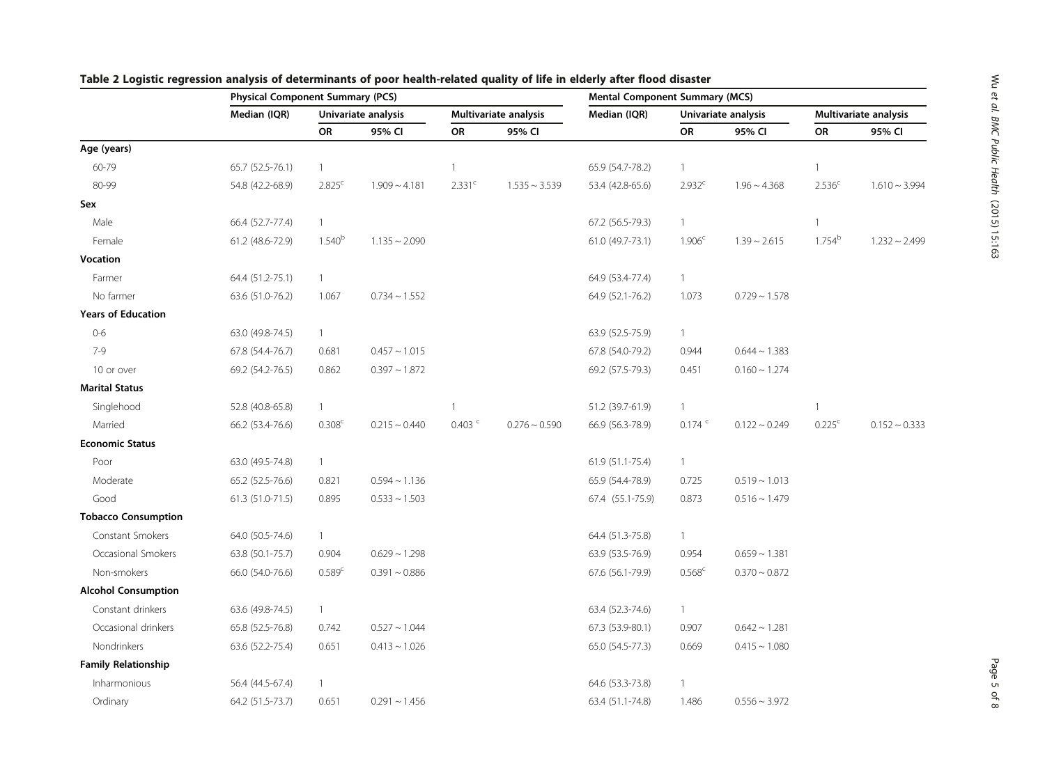**Table 2 Logistic regression analysis of determinants of poor health-related quality of life in elderly after flood disaster**

| | Physical Component Summary (PCS) | | | | | Mental Component Summary (MCS) | | | | |
|---|---|---|---|---|---|---|---|---|---|---|
| | Median (IQR) | Univariate analysis | | Multivariate analysis | | Median (IQR) | Univariate analysis | | Multivariate analysis | |
| | | OR | 95% CI | OR | 95% CI | | OR | 95% CI | OR | 95% CI |
| **Age (years)** | | | | | | | | | | |
| 60-79 | 65.7 (52.5-76.1) | 1 | | 1 | | 65.9 (54.7-78.2) | 1 | | 1 | |
| 80-99 | 54.8 (42.2-68.9) | 2.825[c] | 1.909 ~ 4.181 | 2.331[c] | 1.535 ~ 3.539 | 53.4 (42.8-65.6) | 2.932[c] | 1.96 ~ 4.368 | 2.536[c] | 1.610 ~ 3.994 |
| **Sex** | | | | | | | | | | |
| Male | 66.4 (52.7-77.4) | 1 | | | | 67.2 (56.5-79.3) | 1 | | 1 | |
| Female | 61.2 (48.6-72.9) | 1.540[b] | 1.135 ~ 2.090 | | | 61.0 (49.7-73.1) | 1.906[c] | 1.39 ~ 2.615 | 1.754[b] | 1.232 ~ 2.499 |
| **Vocation** | | | | | | | | | | |
| Farmer | 64.4 (51.2-75.1) | 1 | | | | 64.9 (53.4-77.4) | 1 | | | |
| No farmer | 63.6 (51.0-76.2) | 1.067 | 0.734 ~ 1.552 | | | 64.9 (52.1-76.2) | 1.073 | 0.729 ~ 1.578 | | |
| **Years of Education** | | | | | | | | | | |
| 0-6 | 63.0 (49.8-74.5) | 1 | | | | 63.9 (52.5-75.9) | 1 | | | |
| 7-9 | 67.8 (54.4-76.7) | 0.681 | 0.457 ~ 1.015 | | | 67.8 (54.0-79.2) | 0.944 | 0.644 ~ 1.383 | | |
| 10 or over | 69.2 (54.2-76.5) | 0.862 | 0.397 ~ 1.872 | | | 69.2 (57.5-79.3) | 0.451 | 0.160 ~ 1.274 | | |
| **Marital Status** | | | | | | | | | | |
| Singlehood | 52.8 (40.8-65.8) | 1 | | 1 | | 51.2 (39.7-61.9) | 1 | | 1 | |
| Married | 66.2 (53.4-76.6) | 0.308[c] | 0.215 ~ 0.440 | 0.403[c] | 0.276 ~ 0.590 | 66.9 (56.3-78.9) | 0.174[c] | 0.122 ~ 0.249 | 0.225[c] | 0.152 ~ 0.333 |
| **Economic Status** | | | | | | | | | | |
| Poor | 63.0 (49.5-74.8) | 1 | | | | 61.9 (51.1-75.4) | 1 | | | |
| Moderate | 65.2 (52.5-76.6) | 0.821 | 0.594 ~ 1.136 | | | 65.9 (54.4-78.9) | 0.725 | 0.519 ~ 1.013 | | |
| Good | 61.3 (51.0-71.5) | 0.895 | 0.533 ~ 1.503 | | | 67.4 (55.1-75.9) | 0.873 | 0.516 ~ 1.479 | | |
| **Tobacco Consumption** | | | | | | | | | | |
| Constant Smokers | 64.0 (50.5-74.6) | 1 | | | | 64.4 (51.3-75.8) | 1 | | | |
| Occasional Smokers | 63.8 (50.1-75.7) | 0.904 | 0.629 ~ 1.298 | | | 63.9 (53.5-76.9) | 0.954 | 0.659 ~ 1.381 | | |
| Non-smokers | 66.0 (54.0-76.6) | 0.589[c] | 0.391 ~ 0.886 | | | 67.6 (56.1-79.9) | 0.568[c] | 0.370 ~ 0.872 | | |
| **Alcohol Consumption** | | | | | | | | | | |
| Constant drinkers | 63.6 (49.8-74.5) | 1 | | | | 63.4 (52.3-74.6) | 1 | | | |
| Occasional drinkers | 65.8 (52.5-76.8) | 0.742 | 0.527 ~ 1.044 | | | 67.3 (53.9-80.1) | 0.907 | 0.642 ~ 1.281 | | |
| Nondrinkers | 63.6 (52.2-75.4) | 0.651 | 0.413 ~ 1.026 | | | 65.0 (54.5-77.3) | 0.669 | 0.415 ~ 1.080 | | |
| **Family Relationship** | | | | | | | | | | |
| Inharmonious | 56.4 (44.5-67.4) | 1 | | | | 64.6 (53.3-73.8) | 1 | | | |
| Ordinary | 64.2 (51.5-73.7) | 0.651 | 0.291 ~ 1.456 | | | 63.4 (51.1-74.8) | 1.486 | 0.556 ~ 3.972 | | |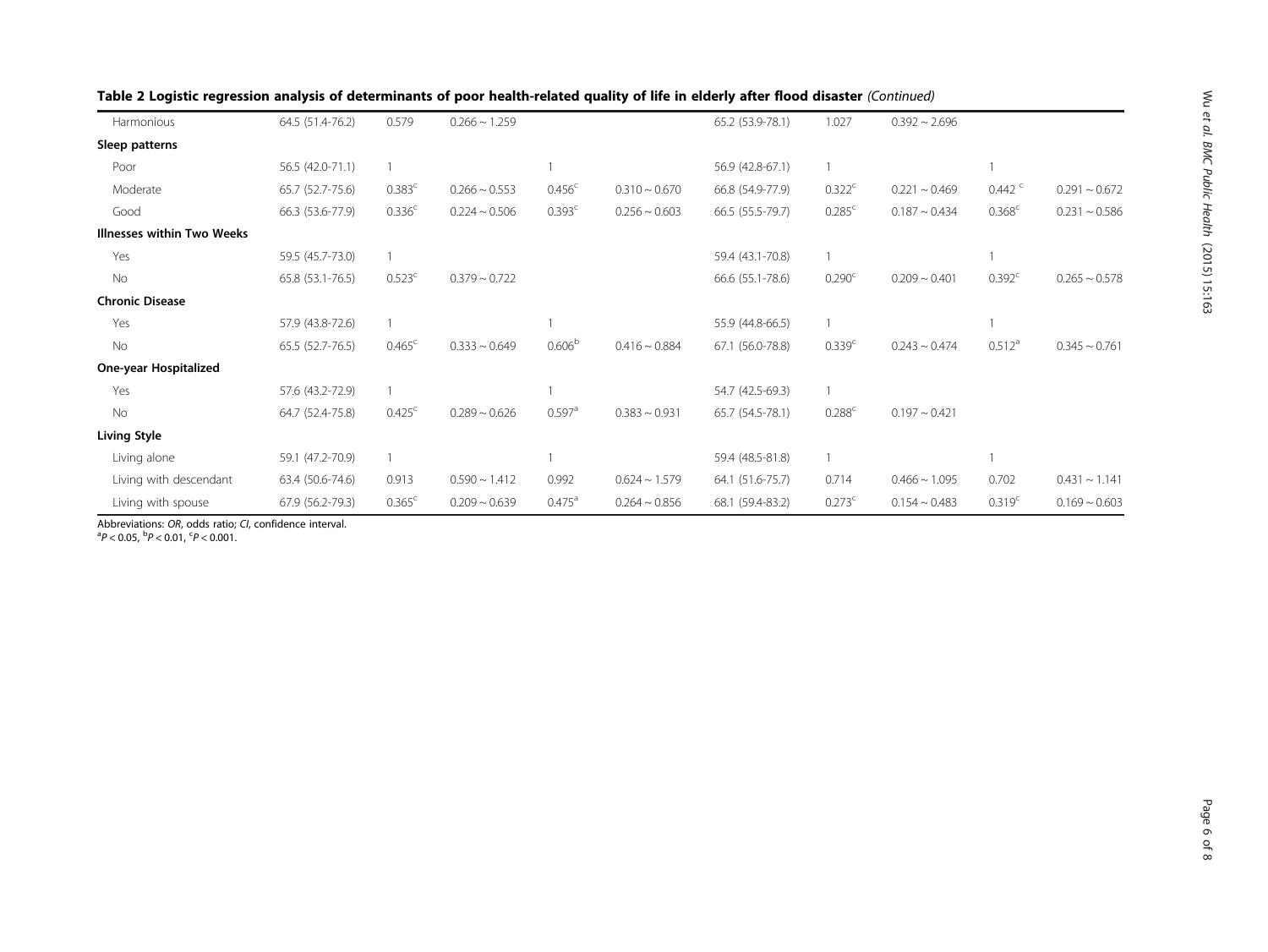**Table 2 Logistic regression analysis of determinants of poor health-related quality of life in elderly after flood disaster** *(Continued)*

| | | | | | | | | | | |
|---|---|---|---|---|---|---|---|---|---|---|
| Harmonious | 64.5 (51.4-76.2) | 0.579 | 0.266 ~ 1.259 | | | 65.2 (53.9-78.1) | 1.027 | 0.392 ~ 2.696 | | |
| **Sleep patterns** | | | | | | | | | | |
| Poor | 56.5 (42.0-71.1) | 1 | | 1 | | 56.9 (42.8-67.1) | 1 | | 1 | |
| Moderate | 65.7 (52.7-75.6) | 0.383[c] | 0.266 ~ 0.553 | 0.456[c] | 0.310 ~ 0.670 | 66.8 (54.9-77.9) | 0.322[c] | 0.221 ~ 0.469 | 0.442 [c] | 0.291 ~ 0.672 |
| Good | 66.3 (53.6-77.9) | 0.336[c] | 0.224 ~ 0.506 | 0.393[c] | 0.256 ~ 0.603 | 66.5 (55.5-79.7) | 0.285[c] | 0.187 ~ 0.434 | 0.368[c] | 0.231 ~ 0.586 |
| **Illnesses within Two Weeks** | | | | | | | | | | |
| Yes | 59.5 (45.7-73.0) | 1 | | | | 59.4 (43.1-70.8) | 1 | | 1 | |
| No | 65.8 (53.1-76.5) | 0.523[c] | 0.379 ~ 0.722 | | | 66.6 (55.1-78.6) | 0.290[c] | 0.209 ~ 0.401 | 0.392[c] | 0.265 ~ 0.578 |
| **Chronic Disease** | | | | | | | | | | |
| Yes | 57.9 (43.8-72.6) | 1 | | 1 | | 55.9 (44.8-66.5) | 1 | | 1 | |
| No | 65.5 (52.7-76.5) | 0.465[c] | 0.333 ~ 0.649 | 0.606[b] | 0.416 ~ 0.884 | 67.1 (56.0-78.8) | 0.339[c] | 0.243 ~ 0.474 | 0.512[a] | 0.345 ~ 0.761 |
| **One-year Hospitalized** | | | | | | | | | | |
| Yes | 57.6 (43.2-72.9) | 1 | | 1 | | 54.7 (42.5-69.3) | 1 | | | |
| No | 64.7 (52.4-75.8) | 0.425[c] | 0.289 ~ 0.626 | 0.597[a] | 0.383 ~ 0.931 | 65.7 (54.5-78.1) | 0.288[c] | 0.197 ~ 0.421 | | |
| **Living Style** | | | | | | | | | | |
| Living alone | 59.1 (47.2-70.9) | 1 | | 1 | | 59.4 (48.5-81.8) | 1 | | 1 | |
| Living with descendant | 63.4 (50.6-74.6) | 0.913 | 0.590 ~ 1.412 | 0.992 | 0.624 ~ 1.579 | 64.1 (51.6-75.7) | 0.714 | 0.466 ~ 1.095 | 0.702 | 0.431 ~ 1.141 |
| Living with spouse | 67.9 (56.2-79.3) | 0.365[c] | 0.209 ~ 0.639 | 0.475[a] | 0.264 ~ 0.856 | 68.1 (59.4-83.2) | 0.273[c] | 0.154 ~ 0.483 | 0.319[c] | 0.169 ~ 0.603 |

Abbreviations: *OR*, odds ratio; *CI*, confidence interval.
[a]$P < 0.05$, [b]$P < 0.01$, [c]$P < 0.001$.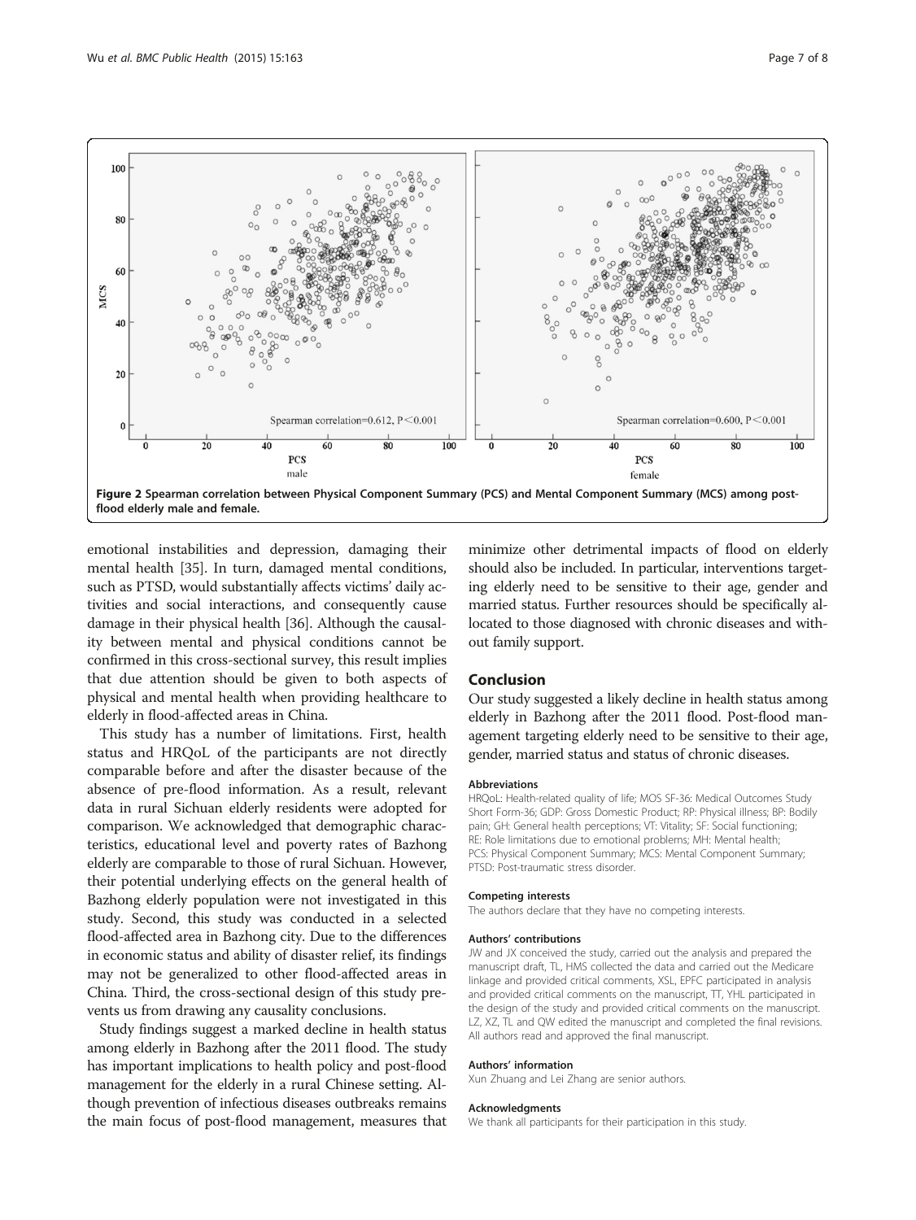Figure 2 Spearman correlation between Physical Component Summary (PCS) and Mental Component Summary (MCS) among post-flood elderly male and female.

emotional instabilities and depression, damaging their mental health [35]. In turn, damaged mental conditions, such as PTSD, would substantially affects victims' daily activities and social interactions, and consequently cause damage in their physical health [36]. Although the causality between mental and physical conditions cannot be confirmed in this cross-sectional survey, this result implies that due attention should be given to both aspects of physical and mental health when providing healthcare to elderly in flood-affected areas in China.

This study has a number of limitations. First, health status and HRQoL of the participants are not directly comparable before and after the disaster because of the absence of pre-flood information. As a result, relevant data in rural Sichuan elderly residents were adopted for comparison. We acknowledged that demographic characteristics, educational level and poverty rates of Bazhong elderly are comparable to those of rural Sichuan. However, their potential underlying effects on the general health of Bazhong elderly population were not investigated in this study. Second, this study was conducted in a selected flood-affected area in Bazhong city. Due to the differences in economic status and ability of disaster relief, its findings may not be generalized to other flood-affected areas in China. Third, the cross-sectional design of this study prevents us from drawing any causality conclusions.

Study findings suggest a marked decline in health status among elderly in Bazhong after the 2011 flood. The study has important implications to health policy and post-flood management for the elderly in a rural Chinese setting. Although prevention of infectious diseases outbreaks remains the main focus of post-flood management, measures that minimize other detrimental impacts of flood on elderly should also be included. In particular, interventions targeting elderly need to be sensitive to their age, gender and married status. Further resources should be specifically allocated to those diagnosed with chronic diseases and without family support.

## Conclusion

Our study suggested a likely decline in health status among elderly in Bazhong after the 2011 flood. Post-flood management targeting elderly need to be sensitive to their age, gender, married status and status of chronic diseases.

#### Abbreviations

HRQoL: Health-related quality of life; MOS SF-36: Medical Outcomes Study Short Form-36; GDP: Gross Domestic Product; RP: Physical illness; BP: Bodily pain; GH: General health perceptions; VT: Vitality; SF: Social functioning; RE: Role limitations due to emotional problems; MH: Mental health; PCS: Physical Component Summary; MCS: Mental Component Summary; PTSD: Post-traumatic stress disorder.

#### Competing interests

The authors declare that they have no competing interests.

#### Authors' contributions

JW and JX conceived the study, carried out the analysis and prepared the manuscript draft, TL, HMS collected the data and carried out the Medicare linkage and provided critical comments, XSL, EPFC participated in analysis and provided critical comments on the manuscript, TT, YHL participated in the design of the study and provided critical comments on the manuscript. LZ, XZ, TL and QW edited the manuscript and completed the final revisions. All authors read and approved the final manuscript.

#### Authors' information

Xun Zhuang and Lei Zhang are senior authors.

#### Acknowledgments

We thank all participants for their participation in this study.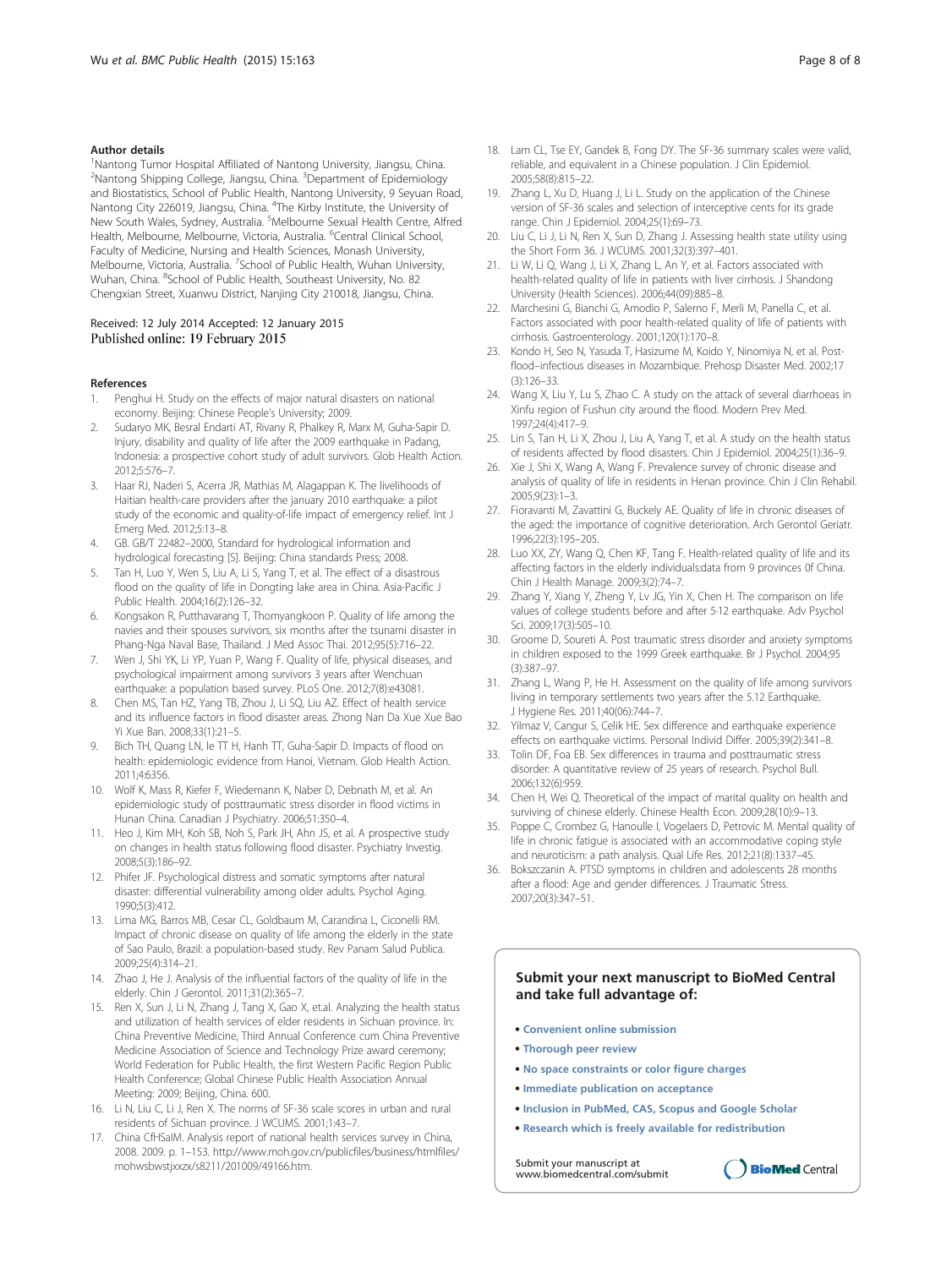#### Author details

[1]Nantong Tumor Hospital Affiliated of Nantong University, Jiangsu, China. [2]Nantong Shipping College, Jiangsu, China. [3]Department of Epidemiology and Biostatistics, School of Public Health, Nantong University, 9 Seyuan Road, Nantong City 226019, Jiangsu, China. [4]The Kirby Institute, the University of New South Wales, Sydney, Australia. [5]Melbourne Sexual Health Centre, Alfred Health, Melbourne, Melbourne, Victoria, Australia. [6]Central Clinical School, Faculty of Medicine, Nursing and Health Sciences, Monash University, Melbourne, Victoria, Australia. [7]School of Public Health, Wuhan University, Wuhan, China. [8]School of Public Health, Southeast University, No. 82 Chengxian Street, Xuanwu District, Nanjing City 210018, Jiangsu, China.

Received: 12 July 2014 Accepted: 12 January 2015
Published online: 19 February 2015

#### References

1. Penghui H. Study on the effects of major natural disasters on national economy. Beijing: Chinese People's University; 2009.
2. Sudaryo MK, Besral Endarti AT, Rivany R, Phalkey R, Marx M, Guha-Sapir D. Injury, disability and quality of life after the 2009 earthquake in Padang, Indonesia: a prospective cohort study of adult survivors. Glob Health Action. 2012;5:576–7.
3. Haar RJ, Naderi S, Acerra JR, Mathias M, Alagappan K. The livelihoods of Haitian health-care providers after the january 2010 earthquake: a pilot study of the economic and quality-of-life impact of emergency relief. Int J Emerg Med. 2012;5:13–8.
4. GB. GB/T 22482–2000, Standard for hydrological information and hydrological forecasting [S]. Beijing: China standards Press; 2008.
5. Tan H, Luo Y, Wen S, Liu A, Li S, Yang T, et al. The effect of a disastrous flood on the quality of life in Dongting lake area in China. Asia-Pacific J Public Health. 2004;16(2):126–32.
6. Kongsakon R, Putthavarang T, Thomyangkoon P. Quality of life among the navies and their spouses survivors, six months after the tsunami disaster in Phang-Nga Naval Base, Thailand. J Med Assoc Thai. 2012;95(5):716–22.
7. Wen J, Shi YK, Li YP, Yuan P, Wang F. Quality of life, physical diseases, and psychological impairment among survivors 3 years after Wenchuan earthquake: a population based survey. PLoS One. 2012;7(8):e43081.
8. Chen MS, Tan HZ, Yang TB, Zhou J, Li SQ, Liu AZ. Effect of health service and its influence factors in flood disaster areas. Zhong Nan Da Xue Xue Bao Yi Xue Ban. 2008;33(1):21–5.
9. Bich TH, Quang LN, le TT H, Hanh TT, Guha-Sapir D. Impacts of flood on health: epidemiologic evidence from Hanoi, Vietnam. Glob Health Action. 2011;4:6356.
10. Wolf K, Mass R, Kiefer F, Wiedemann K, Naber D, Debnath M, et al. An epidemiologic study of posttraumatic stress disorder in flood victims in Hunan China. Canadian J Psychiatry. 2006;51:350–4.
11. Heo J, Kim MH, Koh SB, Noh S, Park JH, Ahn JS, et al. A prospective study on changes in health status following flood disaster. Psychiatry Investig. 2008;5(3):186–92.
12. Phifer JF. Psychological distress and somatic symptoms after natural disaster: differential vulnerability among older adults. Psychol Aging. 1990;5(3):412.
13. Lima MG, Barros MB, Cesar CL, Goldbaum M, Carandina L, Ciconelli RM. Impact of chronic disease on quality of life among the elderly in the state of Sao Paulo, Brazil: a population-based study. Rev Panam Salud Publica. 2009;25(4):314–21.
14. Zhao J, He J. Analysis of the influential factors of the quality of life in the elderly. Chin J Gerontol. 2011;31(2):365–7.
15. Ren X, Sun J, Li N, Zhang J, Tang X, Gao X, et.al. Analyzing the health status and utilization of health services of elder residents in Sichuan province. In: China Preventive Medicine, Third Annual Conference cum China Preventive Medicine Association of Science and Technology Prize award ceremony; World Federation for Public Health, the first Western Pacific Region Public Health Conference; Global Chinese Public Health Association Annual Meeting: 2009; Beijing, China. 600.
16. Li N, Liu C, Li J, Ren X. The norms of SF-36 scale scores in urban and rural residents of Sichuan province. J WCUMS. 2001;1:43–7.
17. China CfHSaIM. Analysis report of national health services survey in China, 2008. 2009. p. 1–153. http://www.moh.gov.cn/publicfiles/business/htmlfiles/mohwsbwstjxxzx/s8211/201009/49166.htm.
18. Lam CL, Tse EY, Gandek B, Fong DY. The SF-36 summary scales were valid, reliable, and equivalent in a Chinese population. J Clin Epidemiol. 2005;58(8):815–22.
19. Zhang J, Xu D, Huang J, Li L. Study on the application of the Chinese version of SF-36 scales and selection of interceptive cents for its grade range. Chin J Epidemiol. 2004;25(1):69–73.
20. Liu C, Li J, Li N, Ren X, Sun D, Zhang J. Assessing health state utility using the Short Form 36. J WCUMS. 2001;32(3):397–401.
21. Li W, Li Q, Wang J, Li X, Zhang L, An Y, et al. Factors associated with health-related quality of life in patients with liver cirrhosis. J Shandong University (Health Sciences). 2006;44(09):885–8.
22. Marchesini G, Bianchi G, Amodio P, Salerno F, Merli M, Panella C, et al. Factors associated with poor health-related quality of life of patients with cirrhosis. Gastroenterology. 2001;120(1):170–8.
23. Kondo H, Seo N, Yasuda T, Hasizume M, Koido Y, Ninomiya N, et al. Post-flood–infectious diseases in Mozambique. Prehosp Disaster Med. 2002;17(3):126–33.
24. Wang X, Liu Y, Lu S, Zhao C. A study on the attack of several diarrhoeas in Xinfu region of Fushun city around the flood. Modern Prev Med. 1997;24(4):417–9.
25. Lin S, Tan H, Li X, Zhou J, Liu A, Yang T, et al. A study on the health status of residents affected by flood disasters. Chin J Epidemiol. 2004;25(1):36–9.
26. Xie J, Shi X, Wang A, Wang F. Prevalence survey of chronic disease and analysis of quality of life in residents in Henan province. Chin J Clin Rehabil. 2005;9(23):1–3.
27. Fioravanti M, Zavattini G, Buckely AE. Quality of life in chronic diseases of the aged: the importance of cognitive deterioration. Arch Gerontol Geriatr. 1996;22(3):195–205.
28. Luo XX, ZY, Wang Q, Chen KF, Tang F. Health-related quality of life and its affecting factors in the elderly individuals:data from 9 provinces 0f China. Chin J Health Manage. 2009;3(2):74–7.
29. Zhang Y, Xiang Y, Zheng Y, Lv JG, Yin X, Chen H. The comparison on life values of college students before and after 5·12 earthquake. Adv Psychol Sci. 2009;17(3):505–10.
30. Groome D, Soureti A. Post traumatic stress disorder and anxiety symptoms in children exposed to the 1999 Greek earthquake. Br J Psychol. 2004;95(3):387–97.
31. Zhang L, Wang P, He H. Assessment on the quality of life among survivors living in temporary settlements two years after the 5.12 Earthquake. J Hygiene Res. 2011;40(06):744–7.
32. Yilmaz V, Cangur S, Celik HE. Sex difference and earthquake experience effects on earthquake victims. Personal Individ Differ. 2005;39(2):341–8.
33. Tolin DF, Foa EB. Sex differences in trauma and posttraumatic stress disorder: A quantitative review of 25 years of research. Psychol Bull. 2006;132(6):959.
34. Chen H, Wei Q. Theoretical of the impact of marital quality on health and surviving of chinese elderly. Chinese Health Econ. 2009;28(10):9–13.
35. Poppe C, Crombez G, Hanoulle I, Vogelaers D, Petrovic M. Mental quality of life in chronic fatigue is associated with an accommodative coping style and neuroticism: a path analysis. Qual Life Res. 2012;21(8):1337–45.
36. Bokszczanin A. PTSD symptoms in children and adolescents 28 months after a flood: Age and gender differences. J Traumatic Stress. 2007;20(3):347–51.

**Submit your next manuscript to BioMed Central and take full advantage of:**

- **Convenient online submission**
- **Thorough peer review**
- **No space constraints or color figure charges**
- **Immediate publication on acceptance**
- **Inclusion in PubMed, CAS, Scopus and Google Scholar**
- **Research which is freely available for redistribution**

Submit your manuscript at
www.biomedcentral.com/submit

BioMed Central